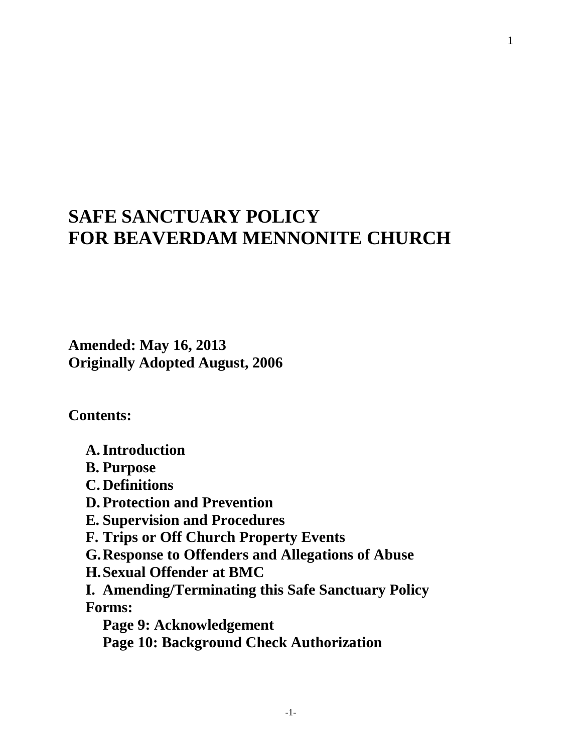# SAFE SANCTUARY POLICY
# FOR BEAVERDAM MENNONITE CHURCH

**Amended: May 16, 2013**
**Originally Adopted August, 2006**

**Contents:**

- **A. Introduction**
- **B. Purpose**
- **C. Definitions**
- **D. Protection and Prevention**
- **E. Supervision and Procedures**
- **F. Trips or Off Church Property Events**
- **G. Response to Offenders and Allegations of Abuse**
- **H. Sexual Offender at BMC**
- **I. Amending/Terminating this Safe Sanctuary Policy**

**Forms:**

- **Page 9: Acknowledgement**
- **Page 10: Background Check Authorization**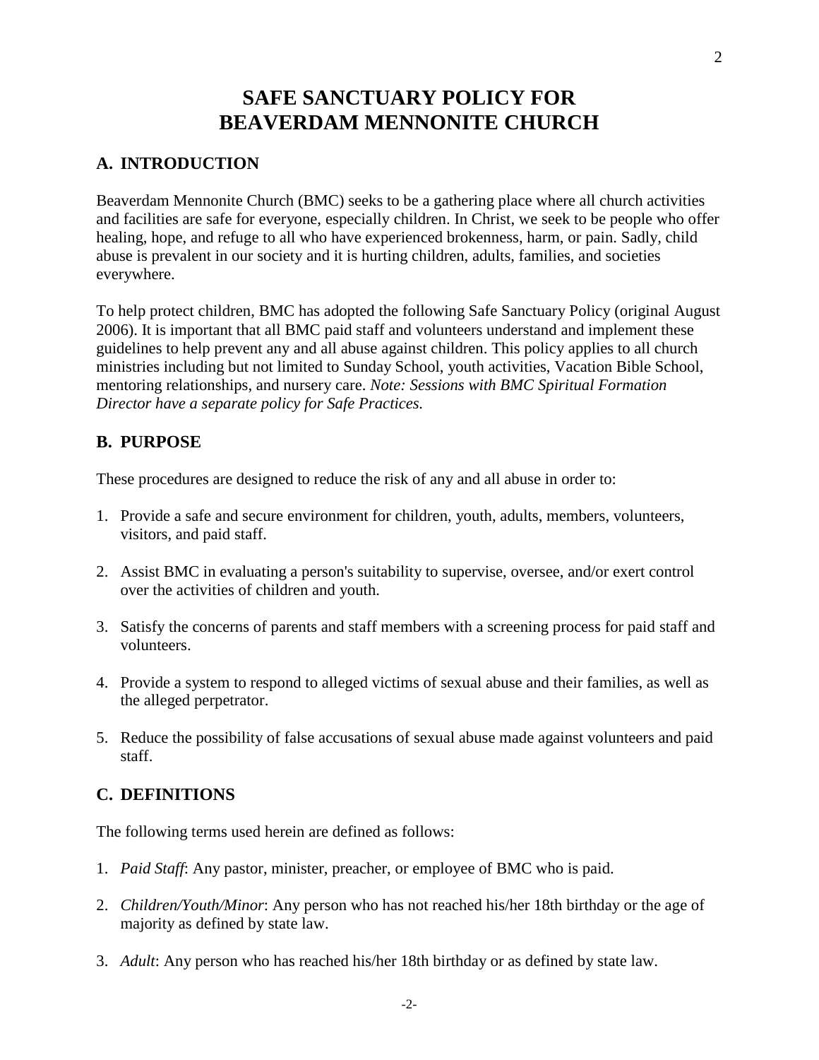# SAFE SANCTUARY POLICY FOR BEAVERDAM MENNONITE CHURCH

## A. INTRODUCTION

Beaverdam Mennonite Church (BMC) seeks to be a gathering place where all church activities and facilities are safe for everyone, especially children. In Christ, we seek to be people who offer healing, hope, and refuge to all who have experienced brokenness, harm, or pain. Sadly, child abuse is prevalent in our society and it is hurting children, adults, families, and societies everywhere.

To help protect children, BMC has adopted the following Safe Sanctuary Policy (original August 2006). It is important that all BMC paid staff and volunteers understand and implement these guidelines to help prevent any and all abuse against children. This policy applies to all church ministries including but not limited to Sunday School, youth activities, Vacation Bible School, mentoring relationships, and nursery care. *Note: Sessions with BMC Spiritual Formation Director have a separate policy for Safe Practices.*

## B. PURPOSE

These procedures are designed to reduce the risk of any and all abuse in order to:

1. Provide a safe and secure environment for children, youth, adults, members, volunteers, visitors, and paid staff.

2. Assist BMC in evaluating a person's suitability to supervise, oversee, and/or exert control over the activities of children and youth.

3. Satisfy the concerns of parents and staff members with a screening process for paid staff and volunteers.

4. Provide a system to respond to alleged victims of sexual abuse and their families, as well as the alleged perpetrator.

5. Reduce the possibility of false accusations of sexual abuse made against volunteers and paid staff.

## C. DEFINITIONS

The following terms used herein are defined as follows:

1. *Paid Staff*: Any pastor, minister, preacher, or employee of BMC who is paid.

2. *Children/Youth/Minor*: Any person who has not reached his/her 18th birthday or the age of majority as defined by state law.

3. *Adult*: Any person who has reached his/her 18th birthday or as defined by state law.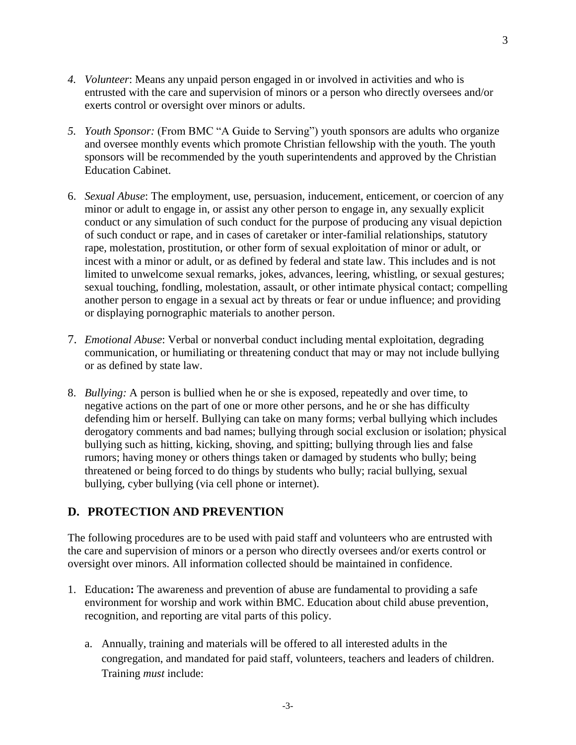4. *Volunteer*: Means any unpaid person engaged in or involved in activities and who is entrusted with the care and supervision of minors or a person who directly oversees and/or exerts control or oversight over minors or adults.

5. *Youth Sponsor:* (From BMC "A Guide to Serving") youth sponsors are adults who organize and oversee monthly events which promote Christian fellowship with the youth. The youth sponsors will be recommended by the youth superintendents and approved by the Christian Education Cabinet.

6. *Sexual Abuse*: The employment, use, persuasion, inducement, enticement, or coercion of any minor or adult to engage in, or assist any other person to engage in, any sexually explicit conduct or any simulation of such conduct for the purpose of producing any visual depiction of such conduct or rape, and in cases of caretaker or inter-familial relationships, statutory rape, molestation, prostitution, or other form of sexual exploitation of minor or adult, or incest with a minor or adult, or as defined by federal and state law. This includes and is not limited to unwelcome sexual remarks, jokes, advances, leering, whistling, or sexual gestures; sexual touching, fondling, molestation, assault, or other intimate physical contact; compelling another person to engage in a sexual act by threats or fear or undue influence; and providing or displaying pornographic materials to another person.

7. *Emotional Abuse*: Verbal or nonverbal conduct including mental exploitation, degrading communication, or humiliating or threatening conduct that may or may not include bullying or as defined by state law.

8. *Bullying:* A person is bullied when he or she is exposed, repeatedly and over time, to negative actions on the part of one or more other persons, and he or she has difficulty defending him or herself. Bullying can take on many forms; verbal bullying which includes derogatory comments and bad names; bullying through social exclusion or isolation; physical bullying such as hitting, kicking, shoving, and spitting; bullying through lies and false rumors; having money or others things taken or damaged by students who bully; being threatened or being forced to do things by students who bully; racial bullying, sexual bullying, cyber bullying (via cell phone or internet).

## D. PROTECTION AND PREVENTION

The following procedures are to be used with paid staff and volunteers who are entrusted with the care and supervision of minors or a person who directly oversees and/or exerts control or oversight over minors. All information collected should be maintained in confidence.

1. Education**:** The awareness and prevention of abuse are fundamental to providing a safe environment for worship and work within BMC. Education about child abuse prevention, recognition, and reporting are vital parts of this policy.

   a. Annually, training and materials will be offered to all interested adults in the congregation, and mandated for paid staff, volunteers, teachers and leaders of children. Training *must* include: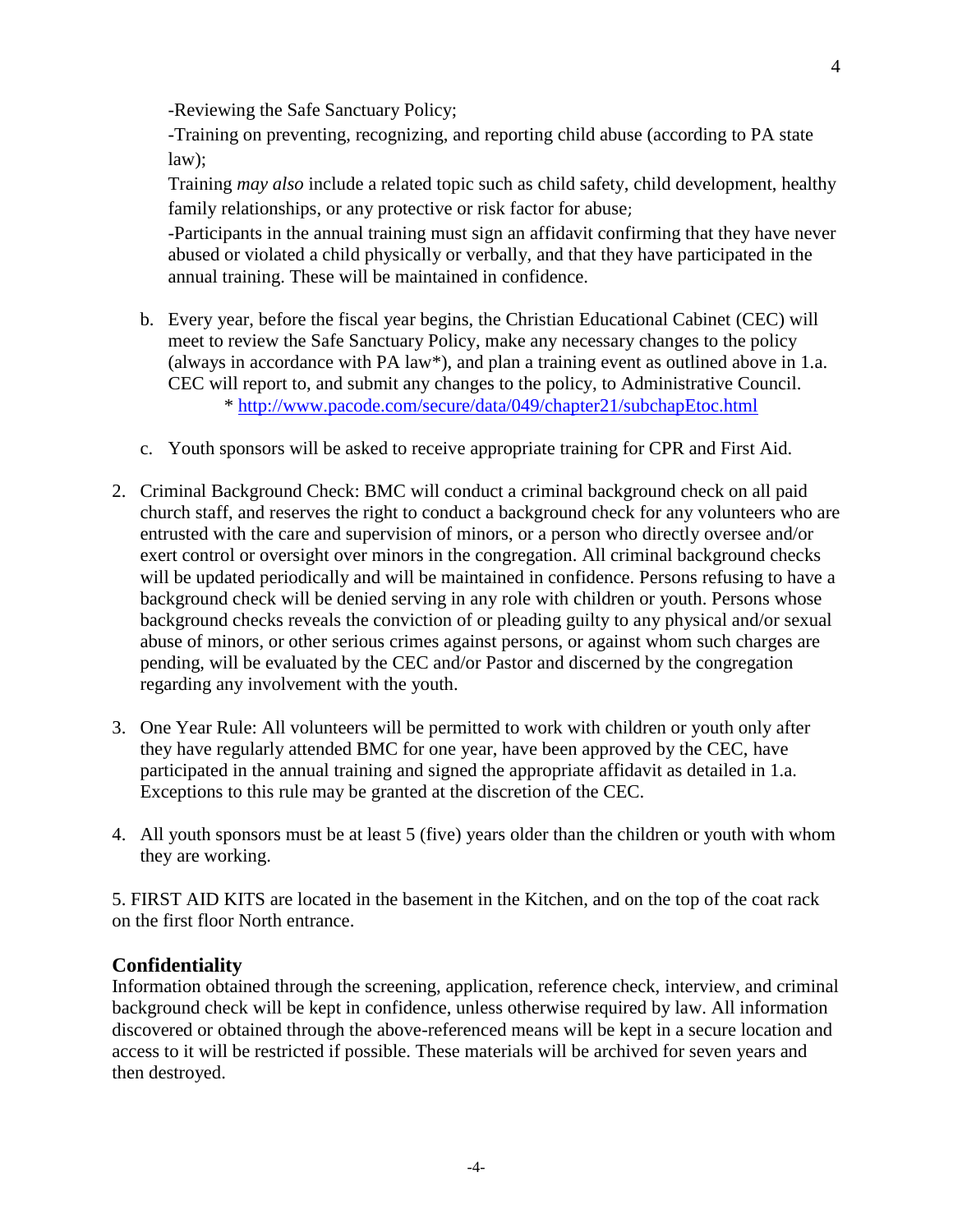-Reviewing the Safe Sanctuary Policy;

-Training on preventing, recognizing, and reporting child abuse (according to PA state law);

Training *may also* include a related topic such as child safety, child development, healthy family relationships, or any protective or risk factor for abuse;

-Participants in the annual training must sign an affidavit confirming that they have never abused or violated a child physically or verbally, and that they have participated in the annual training. These will be maintained in confidence.

b. Every year, before the fiscal year begins, the Christian Educational Cabinet (CEC) will meet to review the Safe Sanctuary Policy, make any necessary changes to the policy (always in accordance with PA law*), and plan a training event as outlined above in 1.a. CEC will report to, and submit any changes to the policy, to Administrative Council.
\* http://www.pacode.com/secure/data/049/chapter21/subchapEtoc.html

c. Youth sponsors will be asked to receive appropriate training for CPR and First Aid.

2. Criminal Background Check: BMC will conduct a criminal background check on all paid church staff, and reserves the right to conduct a background check for any volunteers who are entrusted with the care and supervision of minors, or a person who directly oversee and/or exert control or oversight over minors in the congregation. All criminal background checks will be updated periodically and will be maintained in confidence. Persons refusing to have a background check will be denied serving in any role with children or youth. Persons whose background checks reveals the conviction of or pleading guilty to any physical and/or sexual abuse of minors, or other serious crimes against persons, or against whom such charges are pending, will be evaluated by the CEC and/or Pastor and discerned by the congregation regarding any involvement with the youth.

3. One Year Rule: All volunteers will be permitted to work with children or youth only after they have regularly attended BMC for one year, have been approved by the CEC, have participated in the annual training and signed the appropriate affidavit as detailed in 1.a. Exceptions to this rule may be granted at the discretion of the CEC.

4. All youth sponsors must be at least 5 (five) years older than the children or youth with whom they are working.

5. FIRST AID KITS are located in the basement in the Kitchen, and on the top of the coat rack on the first floor North entrance.

## Confidentiality

Information obtained through the screening, application, reference check, interview, and criminal background check will be kept in confidence, unless otherwise required by law. All information discovered or obtained through the above-referenced means will be kept in a secure location and access to it will be restricted if possible. These materials will be archived for seven years and then destroyed.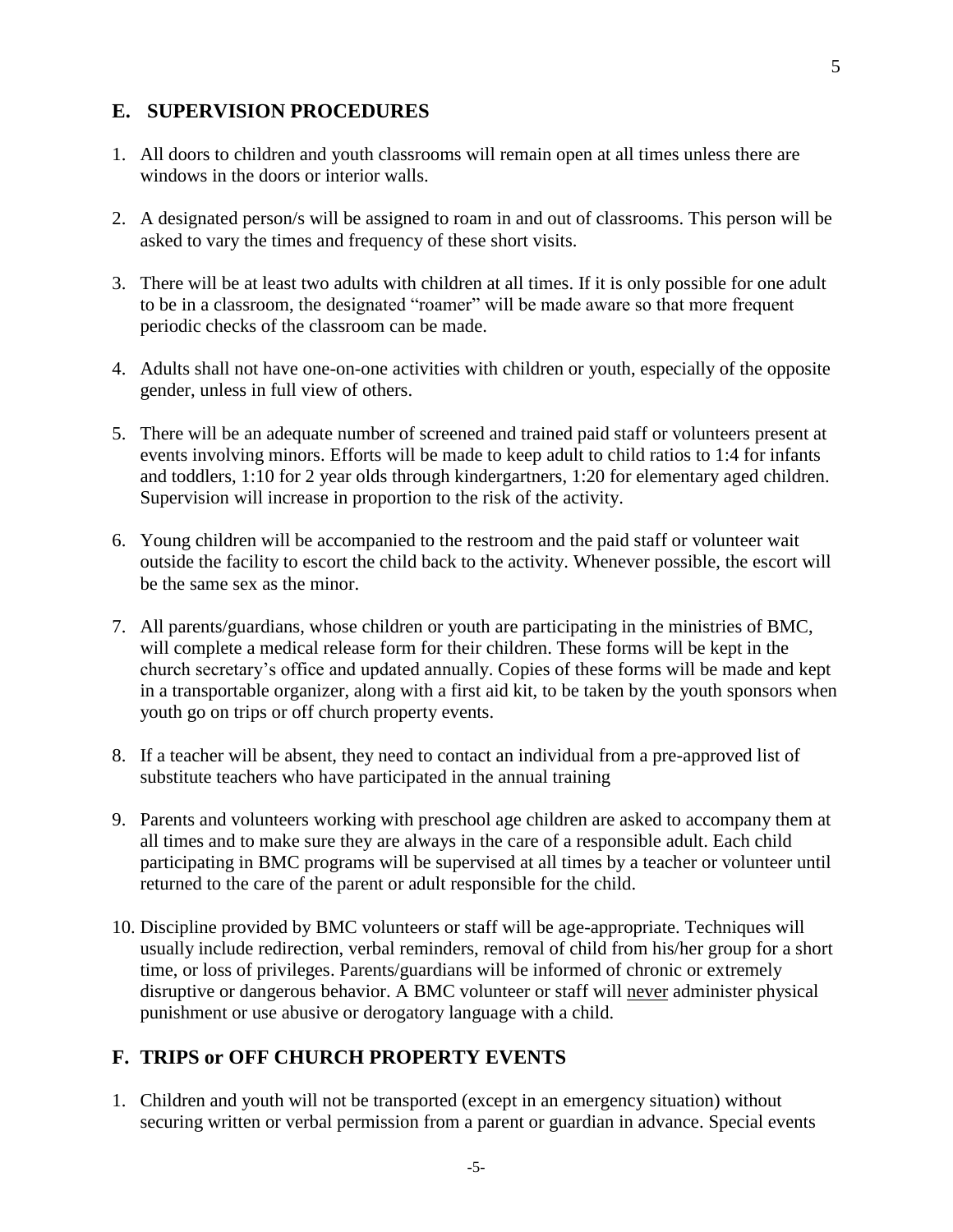## E. SUPERVISION PROCEDURES

1. All doors to children and youth classrooms will remain open at all times unless there are windows in the doors or interior walls.

2. A designated person/s will be assigned to roam in and out of classrooms. This person will be asked to vary the times and frequency of these short visits.

3. There will be at least two adults with children at all times. If it is only possible for one adult to be in a classroom, the designated "roamer" will be made aware so that more frequent periodic checks of the classroom can be made.

4. Adults shall not have one-on-one activities with children or youth, especially of the opposite gender, unless in full view of others.

5. There will be an adequate number of screened and trained paid staff or volunteers present at events involving minors. Efforts will be made to keep adult to child ratios to 1:4 for infants and toddlers, 1:10 for 2 year olds through kindergartners, 1:20 for elementary aged children. Supervision will increase in proportion to the risk of the activity.

6. Young children will be accompanied to the restroom and the paid staff or volunteer wait outside the facility to escort the child back to the activity. Whenever possible, the escort will be the same sex as the minor.

7. All parents/guardians, whose children or youth are participating in the ministries of BMC, will complete a medical release form for their children. These forms will be kept in the church secretary's office and updated annually. Copies of these forms will be made and kept in a transportable organizer, along with a first aid kit, to be taken by the youth sponsors when youth go on trips or off church property events.

8. If a teacher will be absent, they need to contact an individual from a pre-approved list of substitute teachers who have participated in the annual training

9. Parents and volunteers working with preschool age children are asked to accompany them at all times and to make sure they are always in the care of a responsible adult. Each child participating in BMC programs will be supervised at all times by a teacher or volunteer until returned to the care of the parent or adult responsible for the child.

10. Discipline provided by BMC volunteers or staff will be age-appropriate. Techniques will usually include redirection, verbal reminders, removal of child from his/her group for a short time, or loss of privileges. Parents/guardians will be informed of chronic or extremely disruptive or dangerous behavior. A BMC volunteer or staff will <u>never</u> administer physical punishment or use abusive or derogatory language with a child.

## F. TRIPS or OFF CHURCH PROPERTY EVENTS

1. Children and youth will not be transported (except in an emergency situation) without securing written or verbal permission from a parent or guardian in advance. Special events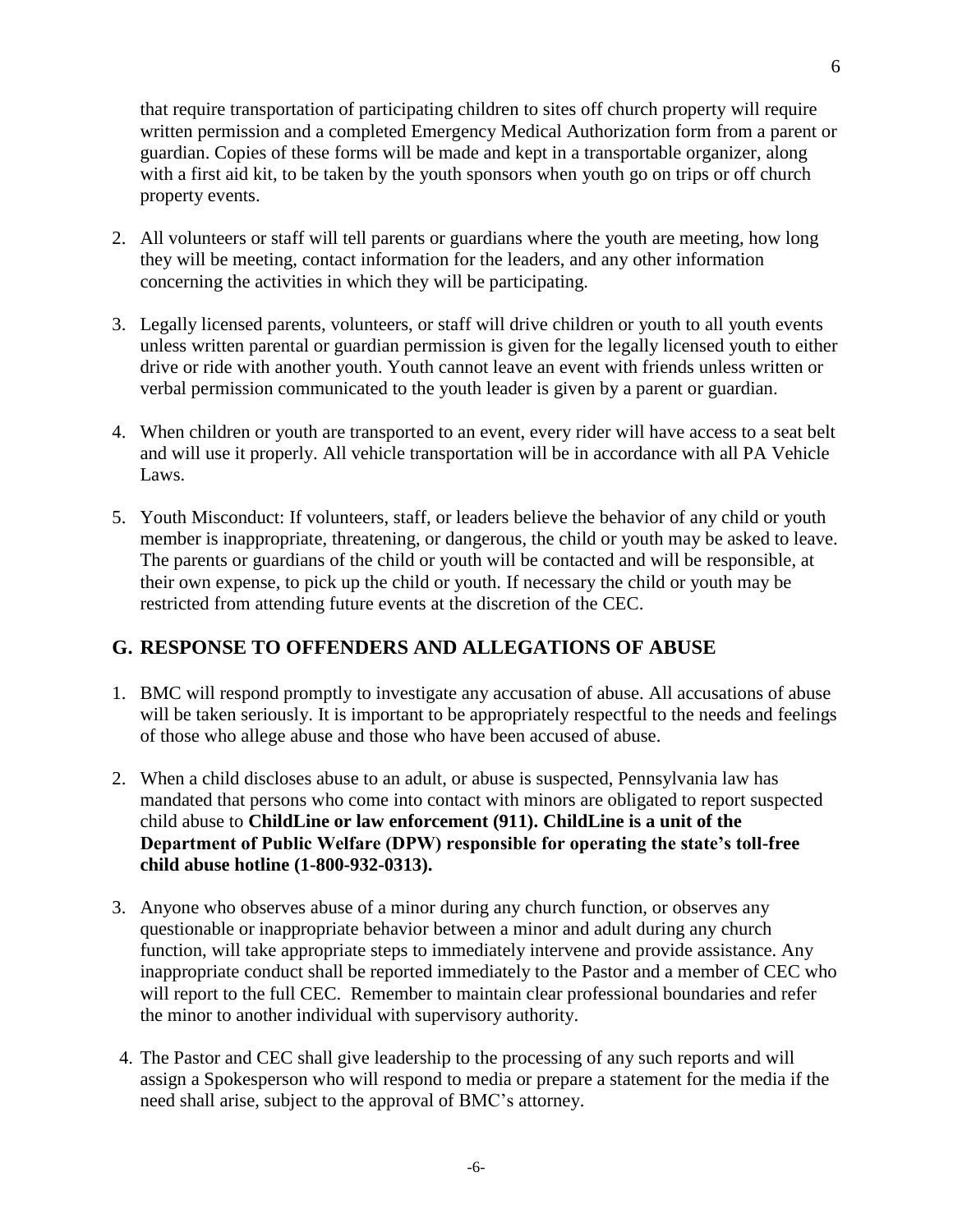that require transportation of participating children to sites off church property will require written permission and a completed Emergency Medical Authorization form from a parent or guardian. Copies of these forms will be made and kept in a transportable organizer, along with a first aid kit, to be taken by the youth sponsors when youth go on trips or off church property events.

2. All volunteers or staff will tell parents or guardians where the youth are meeting, how long they will be meeting, contact information for the leaders, and any other information concerning the activities in which they will be participating.

3. Legally licensed parents, volunteers, or staff will drive children or youth to all youth events unless written parental or guardian permission is given for the legally licensed youth to either drive or ride with another youth. Youth cannot leave an event with friends unless written or verbal permission communicated to the youth leader is given by a parent or guardian.

4. When children or youth are transported to an event, every rider will have access to a seat belt and will use it properly. All vehicle transportation will be in accordance with all PA Vehicle Laws.

5. Youth Misconduct: If volunteers, staff, or leaders believe the behavior of any child or youth member is inappropriate, threatening, or dangerous, the child or youth may be asked to leave. The parents or guardians of the child or youth will be contacted and will be responsible, at their own expense, to pick up the child or youth. If necessary the child or youth may be restricted from attending future events at the discretion of the CEC.

## G. RESPONSE TO OFFENDERS AND ALLEGATIONS OF ABUSE

1. BMC will respond promptly to investigate any accusation of abuse. All accusations of abuse will be taken seriously. It is important to be appropriately respectful to the needs and feelings of those who allege abuse and those who have been accused of abuse.

2. When a child discloses abuse to an adult, or abuse is suspected, Pennsylvania law has mandated that persons who come into contact with minors are obligated to report suspected child abuse to **ChildLine or law enforcement (911). ChildLine is a unit of the Department of Public Welfare (DPW) responsible for operating the state's toll-free child abuse hotline (1-800-932-0313).**

3. Anyone who observes abuse of a minor during any church function, or observes any questionable or inappropriate behavior between a minor and adult during any church function, will take appropriate steps to immediately intervene and provide assistance. Any inappropriate conduct shall be reported immediately to the Pastor and a member of CEC who will report to the full CEC. Remember to maintain clear professional boundaries and refer the minor to another individual with supervisory authority.

4. The Pastor and CEC shall give leadership to the processing of any such reports and will assign a Spokesperson who will respond to media or prepare a statement for the media if the need shall arise, subject to the approval of BMC's attorney.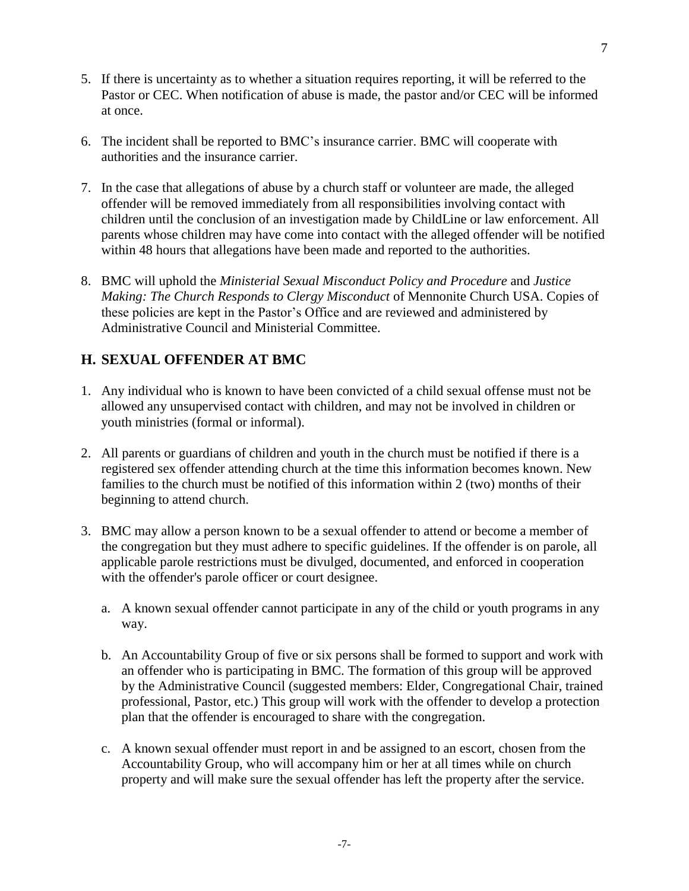5. If there is uncertainty as to whether a situation requires reporting, it will be referred to the Pastor or CEC. When notification of abuse is made, the pastor and/or CEC will be informed at once.

6. The incident shall be reported to BMC's insurance carrier. BMC will cooperate with authorities and the insurance carrier.

7. In the case that allegations of abuse by a church staff or volunteer are made, the alleged offender will be removed immediately from all responsibilities involving contact with children until the conclusion of an investigation made by ChildLine or law enforcement. All parents whose children may have come into contact with the alleged offender will be notified within 48 hours that allegations have been made and reported to the authorities.

8. BMC will uphold the *Ministerial Sexual Misconduct Policy and Procedure* and *Justice Making: The Church Responds to Clergy Misconduct* of Mennonite Church USA. Copies of these policies are kept in the Pastor's Office and are reviewed and administered by Administrative Council and Ministerial Committee.

## H. SEXUAL OFFENDER AT BMC

1. Any individual who is known to have been convicted of a child sexual offense must not be allowed any unsupervised contact with children, and may not be involved in children or youth ministries (formal or informal).

2. All parents or guardians of children and youth in the church must be notified if there is a registered sex offender attending church at the time this information becomes known. New families to the church must be notified of this information within 2 (two) months of their beginning to attend church.

3. BMC may allow a person known to be a sexual offender to attend or become a member of the congregation but they must adhere to specific guidelines. If the offender is on parole, all applicable parole restrictions must be divulged, documented, and enforced in cooperation with the offender's parole officer or court designee.

   a. A known sexual offender cannot participate in any of the child or youth programs in any way.

   b. An Accountability Group of five or six persons shall be formed to support and work with an offender who is participating in BMC. The formation of this group will be approved by the Administrative Council (suggested members: Elder, Congregational Chair, trained professional, Pastor, etc.) This group will work with the offender to develop a protection plan that the offender is encouraged to share with the congregation.

   c. A known sexual offender must report in and be assigned to an escort, chosen from the Accountability Group, who will accompany him or her at all times while on church property and will make sure the sexual offender has left the property after the service.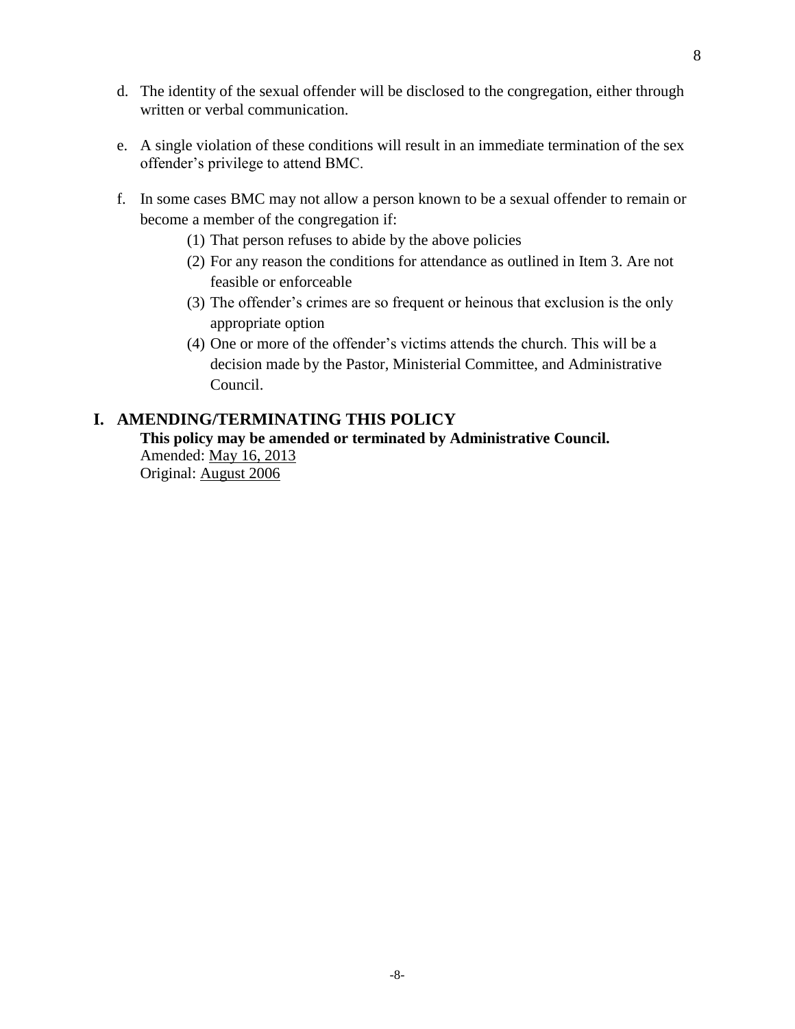d. The identity of the sexual offender will be disclosed to the congregation, either through written or verbal communication.

e. A single violation of these conditions will result in an immediate termination of the sex offender's privilege to attend BMC.

f. In some cases BMC may not allow a person known to be a sexual offender to remain or become a member of the congregation if:
   (1) That person refuses to abide by the above policies
   (2) For any reason the conditions for attendance as outlined in Item 3. Are not feasible or enforceable
   (3) The offender's crimes are so frequent or heinous that exclusion is the only appropriate option
   (4) One or more of the offender's victims attends the church. This will be a decision made by the Pastor, Ministerial Committee, and Administrative Council.

## I. AMENDING/TERMINATING THIS POLICY

**This policy may be amended or terminated by Administrative Council.**
Amended: May 16, 2013
Original: August 2006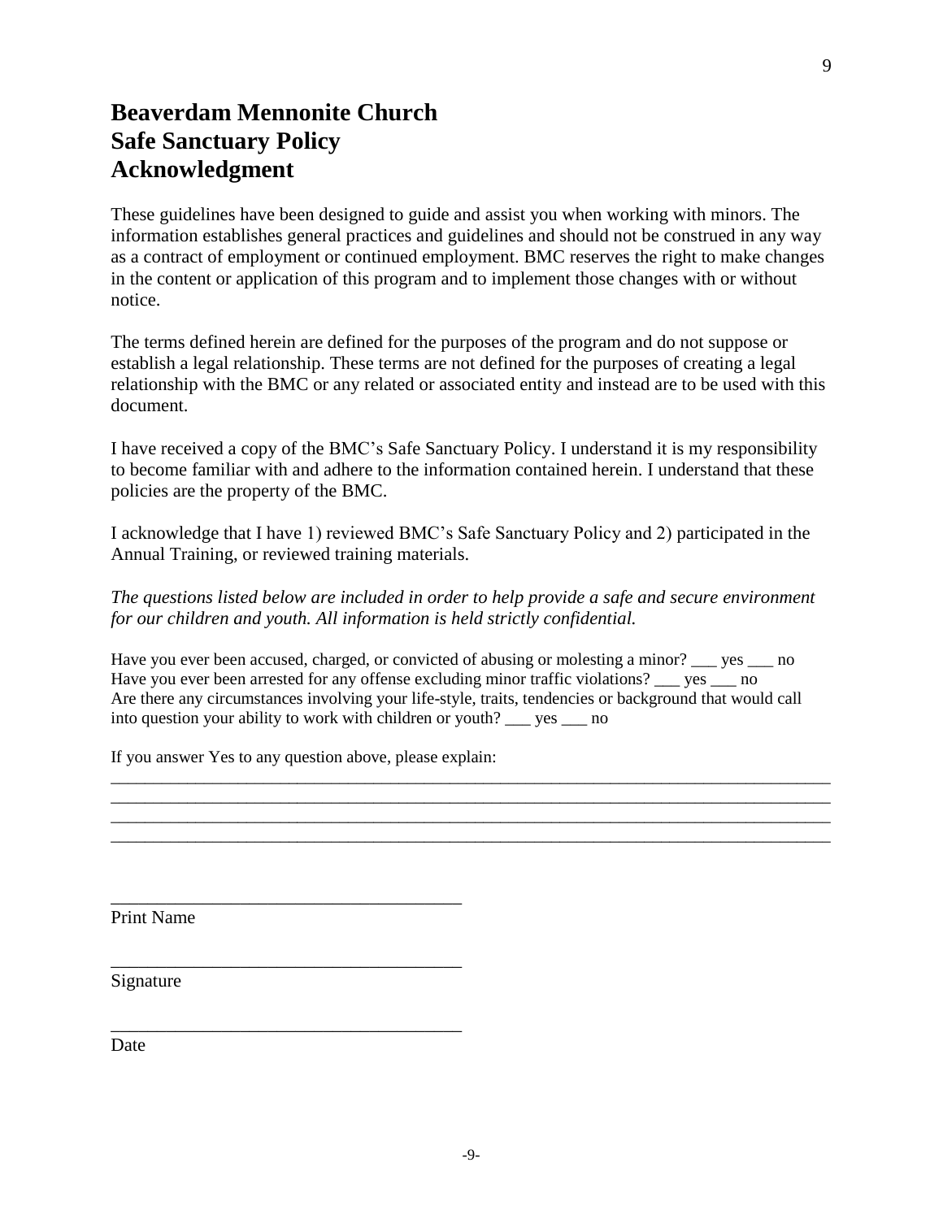# Beaverdam Mennonite Church
# Safe Sanctuary Policy
# Acknowledgment

These guidelines have been designed to guide and assist you when working with minors. The information establishes general practices and guidelines and should not be construed in any way as a contract of employment or continued employment. BMC reserves the right to make changes in the content or application of this program and to implement those changes with or without notice.

The terms defined herein are defined for the purposes of the program and do not suppose or establish a legal relationship. These terms are not defined for the purposes of creating a legal relationship with the BMC or any related or associated entity and instead are to be used with this document.

I have received a copy of the BMC's Safe Sanctuary Policy. I understand it is my responsibility to become familiar with and adhere to the information contained herein. I understand that these policies are the property of the BMC.

I acknowledge that I have 1) reviewed BMC's Safe Sanctuary Policy and 2) participated in the Annual Training, or reviewed training materials.

*The questions listed below are included in order to help provide a safe and secure environment for our children and youth. All information is held strictly confidential.*

Have you ever been accused, charged, or convicted of abusing or molesting a minor? ___ yes ___ no
Have you ever been arrested for any offense excluding minor traffic violations? ___ yes ___ no
Are there any circumstances involving your life-style, traits, tendencies or background that would call into question your ability to work with children or youth? ___ yes ___ no

If you answer Yes to any question above, please explain:
_____________________________________________________________________________________
_____________________________________________________________________________________
_____________________________________________________________________________________
_____________________________________________________________________________________

_______________________________________
Print Name

_______________________________________
Signature

_______________________________________
Date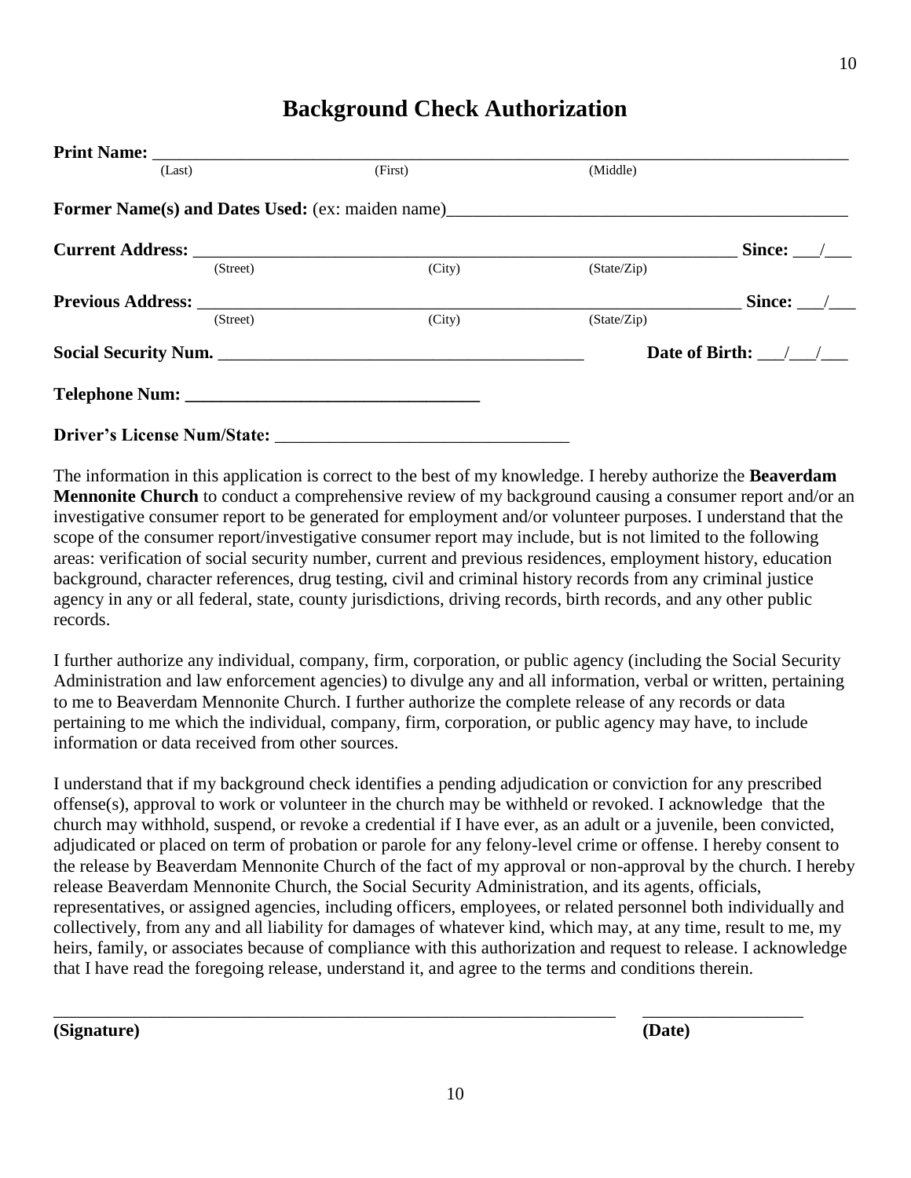# Background Check Authorization

**Print Name:** \_\_\_\_\_\_\_\_\_\_\_\_\_\_\_\_\_\_\_\_\_\_\_\_\_\_\_\_\_\_\_\_\_\_\_\_\_\_\_\_\_\_\_\_\_\_\_\_\_\_\_\_\_\_\_\_\_\_\_\_\_\_\_\_\_\_\_\_\_\_
(Last) (First) (Middle)

**Former Name(s) and Dates Used:** (ex: maiden name)\_\_\_\_\_\_\_\_\_\_\_\_\_\_\_\_\_\_\_\_\_\_\_\_\_\_\_\_\_\_\_\_\_\_\_\_\_\_\_\_\_\_\_\_

**Current Address:** \_\_\_\_\_\_\_\_\_\_\_\_\_\_\_\_\_\_\_\_\_\_\_\_\_\_\_\_\_\_\_\_\_\_\_\_\_\_\_\_\_\_\_\_\_\_\_\_\_\_\_\_\_\_\_\_\_\_\_\_ **Since:** \_\_\_/\_\_\_
(Street) (City) (State/Zip)

**Previous Address:** \_\_\_\_\_\_\_\_\_\_\_\_\_\_\_\_\_\_\_\_\_\_\_\_\_\_\_\_\_\_\_\_\_\_\_\_\_\_\_\_\_\_\_\_\_\_\_\_\_\_\_\_\_\_\_\_\_\_\_\_ **Since:** \_\_\_/\_\_\_
(Street) (City) (State/Zip)

**Social Security Num.** \_\_\_\_\_\_\_\_\_\_\_\_\_\_\_\_\_\_\_\_\_\_\_\_\_\_\_\_\_\_\_\_\_\_\_\_\_\_\_\_\_\_ **Date of Birth:** \_\_\_/\_\_\_/\_\_\_

**Telephone Num: \_\_\_\_\_\_\_\_\_\_\_\_\_\_\_\_\_\_\_\_\_\_\_\_\_\_\_\_\_\_\_\_\_\_**

**Driver's License Num/State:** \_\_\_\_\_\_\_\_\_\_\_\_\_\_\_\_\_\_\_\_\_\_\_\_\_\_\_\_\_\_\_\_\_\_

The information in this application is correct to the best of my knowledge. I hereby authorize the **Beaverdam Mennonite Church** to conduct a comprehensive review of my background causing a consumer report and/or an investigative consumer report to be generated for employment and/or volunteer purposes. I understand that the scope of the consumer report/investigative consumer report may include, but is not limited to the following areas: verification of social security number, current and previous residences, employment history, education background, character references, drug testing, civil and criminal history records from any criminal justice agency in any or all federal, state, county jurisdictions, driving records, birth records, and any other public records.

I further authorize any individual, company, firm, corporation, or public agency (including the Social Security Administration and law enforcement agencies) to divulge any and all information, verbal or written, pertaining to me to Beaverdam Mennonite Church. I further authorize the complete release of any records or data pertaining to me which the individual, company, firm, corporation, or public agency may have, to include information or data received from other sources.

I understand that if my background check identifies a pending adjudication or conviction for any prescribed offense(s), approval to work or volunteer in the church may be withheld or revoked. I acknowledge that the church may withhold, suspend, or revoke a credential if I have ever, as an adult or a juvenile, been convicted, adjudicated or placed on term of probation or parole for any felony-level crime or offense. I hereby consent to the release by Beaverdam Mennonite Church of the fact of my approval or non-approval by the church. I hereby release Beaverdam Mennonite Church, the Social Security Administration, and its agents, officials, representatives, or assigned agencies, including officers, employees, or related personnel both individually and collectively, from any and all liability for damages of whatever kind, which may, at any time, result to me, my heirs, family, or associates because of compliance with this authorization and request to release. I acknowledge that I have read the foregoing release, understand it, and agree to the terms and conditions therein.

\_\_\_\_\_\_\_\_\_\_\_\_\_\_\_\_\_\_\_\_\_\_\_\_\_\_\_\_\_\_\_\_\_\_\_\_\_\_\_\_\_\_\_\_\_\_\_\_\_\_\_\_\_\_\_\_\_\_\_\_\_\_ \_\_\_\_\_\_\_\_\_\_\_\_\_\_\_\_\_\_
**(Signature)** **(Date)**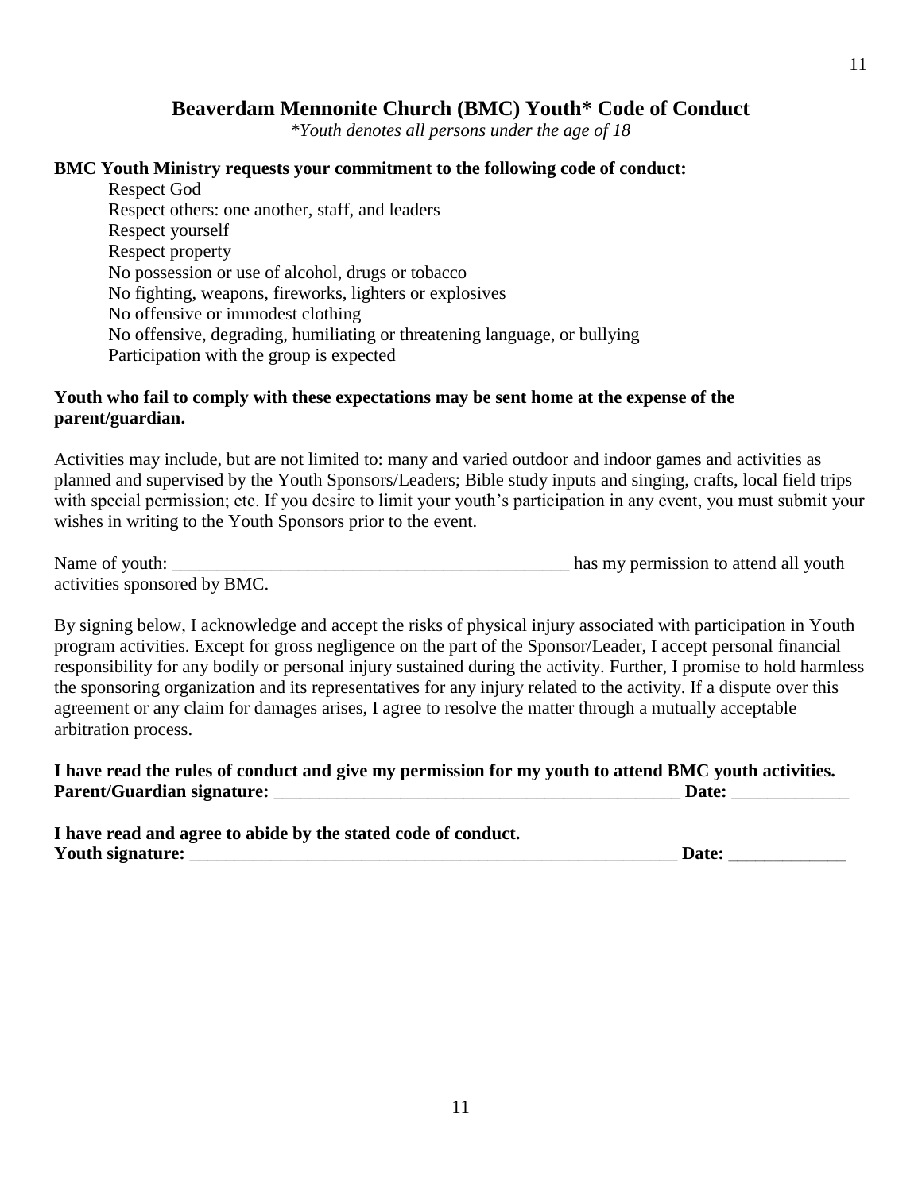# Beaverdam Mennonite Church (BMC) Youth* Code of Conduct

*\*Youth denotes all persons under the age of 18*

**BMC Youth Ministry requests your commitment to the following code of conduct:**

Respect God
Respect others: one another, staff, and leaders
Respect yourself
Respect property
No possession or use of alcohol, drugs or tobacco
No fighting, weapons, fireworks, lighters or explosives
No offensive or immodest clothing
No offensive, degrading, humiliating or threatening language, or bullying
Participation with the group is expected

**Youth who fail to comply with these expectations may be sent home at the expense of the parent/guardian.**

Activities may include, but are not limited to: many and varied outdoor and indoor games and activities as planned and supervised by the Youth Sponsors/Leaders; Bible study inputs and singing, crafts, local field trips with special permission; etc. If you desire to limit your youth's participation in any event, you must submit your wishes in writing to the Youth Sponsors prior to the event.

Name of youth: _____________________________________________ has my permission to attend all youth activities sponsored by BMC.

By signing below, I acknowledge and accept the risks of physical injury associated with participation in Youth program activities. Except for gross negligence on the part of the Sponsor/Leader, I accept personal financial responsibility for any bodily or personal injury sustained during the activity. Further, I promise to hold harmless the sponsoring organization and its representatives for any injury related to the activity. If a dispute over this agreement or any claim for damages arises, I agree to resolve the matter through a mutually acceptable arbitration process.

**I have read the rules of conduct and give my permission for my youth to attend BMC youth activities.**
**Parent/Guardian signature:** _______________________________________________ **Date:** _____________

**I have read and agree to abide by the stated code of conduct.**
**Youth signature:** ________________________________________________________ **Date:** _____________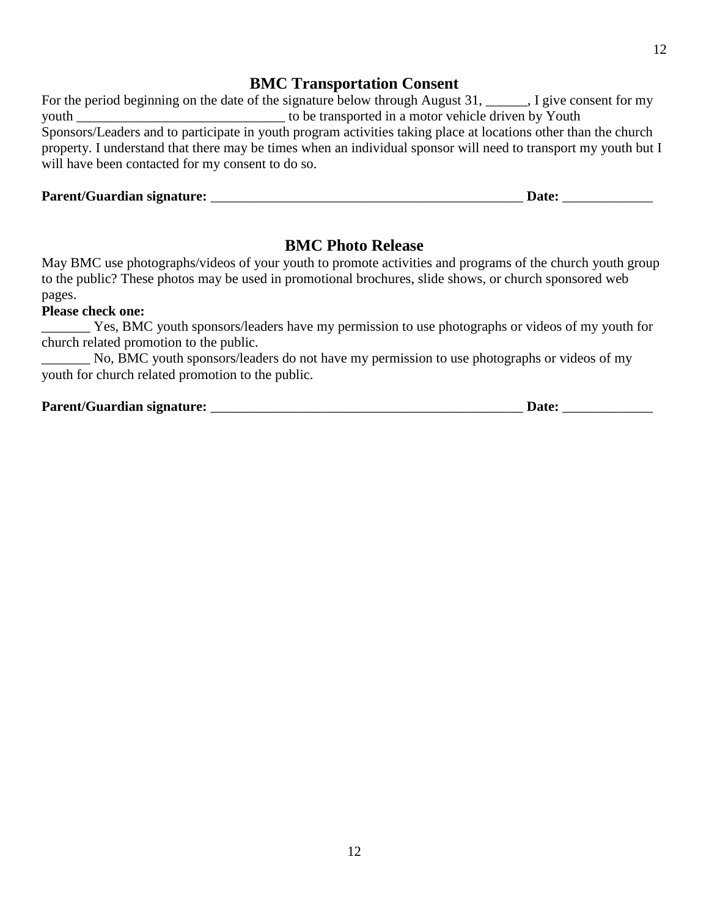## BMC Transportation Consent

For the period beginning on the date of the signature below through August 31, ______, I give consent for my youth ______________________________ to be transported in a motor vehicle driven by Youth Sponsors/Leaders and to participate in youth program activities taking place at locations other than the church property. I understand that there may be times when an individual sponsor will need to transport my youth but I will have been contacted for my consent to do so.

**Parent/Guardian signature:** _______________________________________________ **Date:** _____________

## BMC Photo Release

May BMC use photographs/videos of your youth to promote activities and programs of the church youth group to the public? These photos may be used in promotional brochures, slide shows, or church sponsored web pages.

**Please check one:**

_______ Yes, BMC youth sponsors/leaders have my permission to use photographs or videos of my youth for church related promotion to the public.

_______ No, BMC youth sponsors/leaders do not have my permission to use photographs or videos of my youth for church related promotion to the public.

**Parent/Guardian signature:** _______________________________________________ **Date:** _____________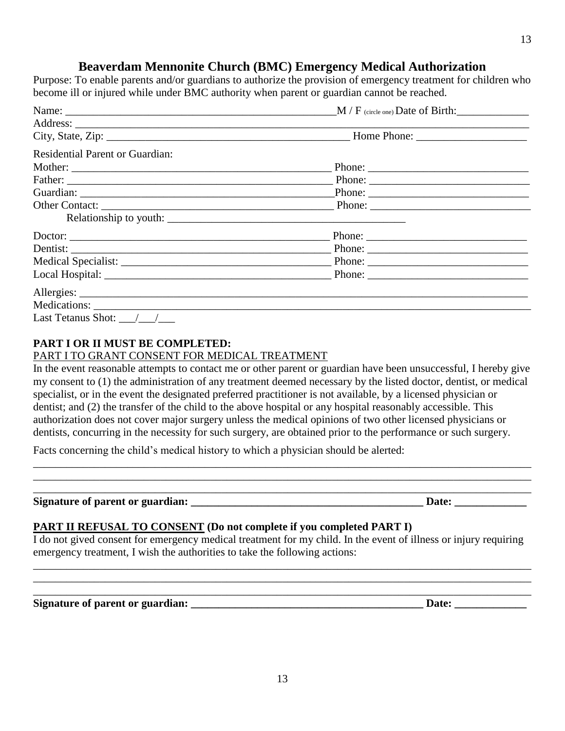# Beaverdam Mennonite Church (BMC) Emergency Medical Authorization

Purpose: To enable parents and/or guardians to authorize the provision of emergency treatment for children who become ill or injured while under BMC authority when parent or guardian cannot be reached.

Name: ________________________________________________M / F (circle one) Date of Birth:_____________

Address: ______________________________________________________________________________

City, State, Zip: ____________________________________________ Home Phone: ____________________

Residential Parent or Guardian:

Mother: _______________________________________________ Phone: _____________________________

Father: _______________________________________________ Phone: _____________________________

Guardian: _____________________________________________Phone: _____________________________

Other Contact: __________________________________________ Phone: _____________________________

Relationship to youth: ___________________________________________

Doctor: _______________________________________________ Phone: _____________________________

Dentist: _______________________________________________ Phone: _____________________________

Medical Specialist: ______________________________________ Phone: _____________________________

Local Hospital: _________________________________________ Phone: _____________________________

Allergies: ______________________________________________________________________________

Medications: ___________________________________________________________________________

Last Tetanus Shot: ___/___/___

**PART I OR II MUST BE COMPLETED:**

PART I TO GRANT CONSENT FOR MEDICAL TREATMENT

In the event reasonable attempts to contact me or other parent or guardian have been unsuccessful, I hereby give my consent to (1) the administration of any treatment deemed necessary by the listed doctor, dentist, or medical specialist, or in the event the designated preferred practitioner is not available, by a licensed physician or dentist; and (2) the transfer of the child to the above hospital or any hospital reasonably accessible. This authorization does not cover major surgery unless the medical opinions of two other licensed physicians or dentists, concurring in the necessity for such surgery, are obtained prior to the performance or such surgery.

Facts concerning the child's medical history to which a physician should be alerted:

_______________________________________________________________________________________

_______________________________________________________________________________________

_______________________________________________________________________________________

**Signature of parent or guardian: __________________________________________ Date: _____________**

**PART II REFUSAL TO CONSENT (Do not complete if you completed PART I)**

I do not gived consent for emergency medical treatment for my child. In the event of illness or injury requiring emergency treatment, I wish the authorities to take the following actions:

_______________________________________________________________________________________

_______________________________________________________________________________________

_______________________________________________________________________________________

**Signature of parent or guardian: __________________________________________ Date: _____________**